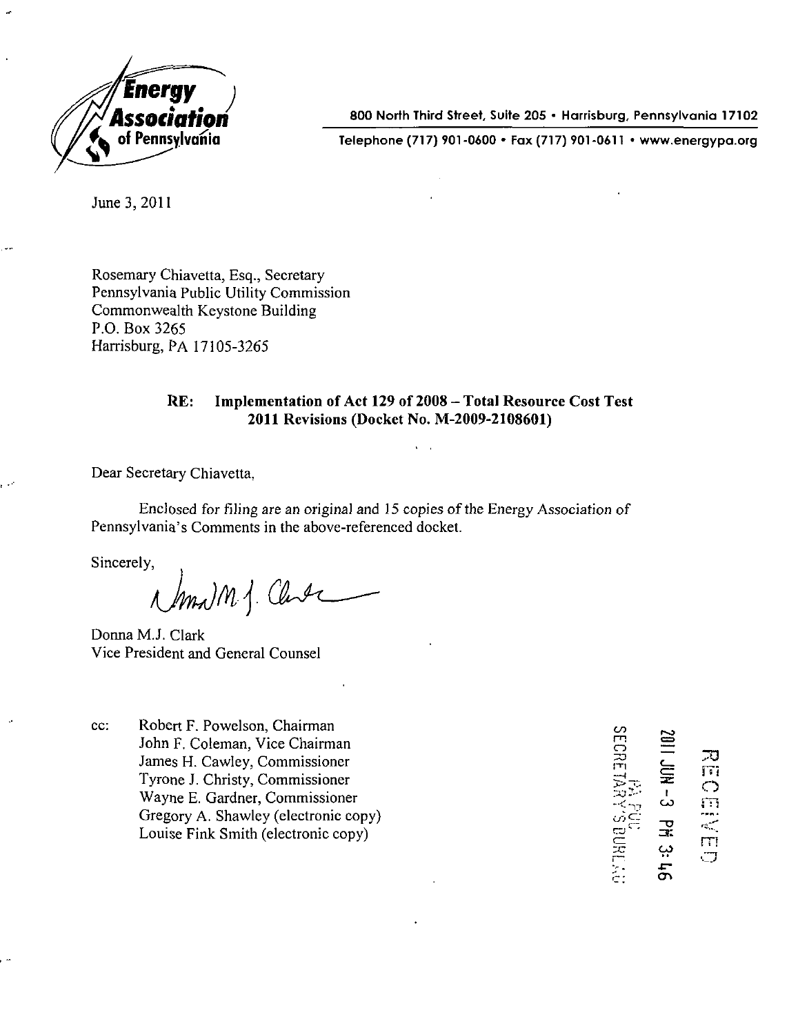**Energy Association of Pennsylvania**

800 North Third Street, Suite 205 • Harrisburg, Pennsylvania 17102

Telephone (717) 901-0600 • Fax (717) 901-0611 • www.energypa.org

June 3, 2011

Rosemary Chiavetta, Esq., Secretary
Pennsylvania Public Utility Commission
Commonwealth Keystone Building
P.O. Box 3265
Harrisburg, PA 17105-3265

**RE: Implementation of Act 129 of 2008 – Total Resource Cost Test 2011 Revisions (Docket No. M-2009-2108601)**

Dear Secretary Chiavetta,

Enclosed for filing are an original and 15 copies of the Energy Association of Pennsylvania's Comments in the above-referenced docket.

Sincerely,

Donna M.J. Clark
Vice President and General Counsel

cc: Robert F. Powelson, Chairman
John F. Coleman, Vice Chairman
James H. Cawley, Commissioner
Tyrone J. Christy, Commissioner
Wayne E. Gardner, Commissioner
Gregory A. Shawley (electronic copy)
Louise Fink Smith (electronic copy)

RECEIVED
2011 JUN -3 PM 3:46
PA PUC
SECRETARY'S BUREAU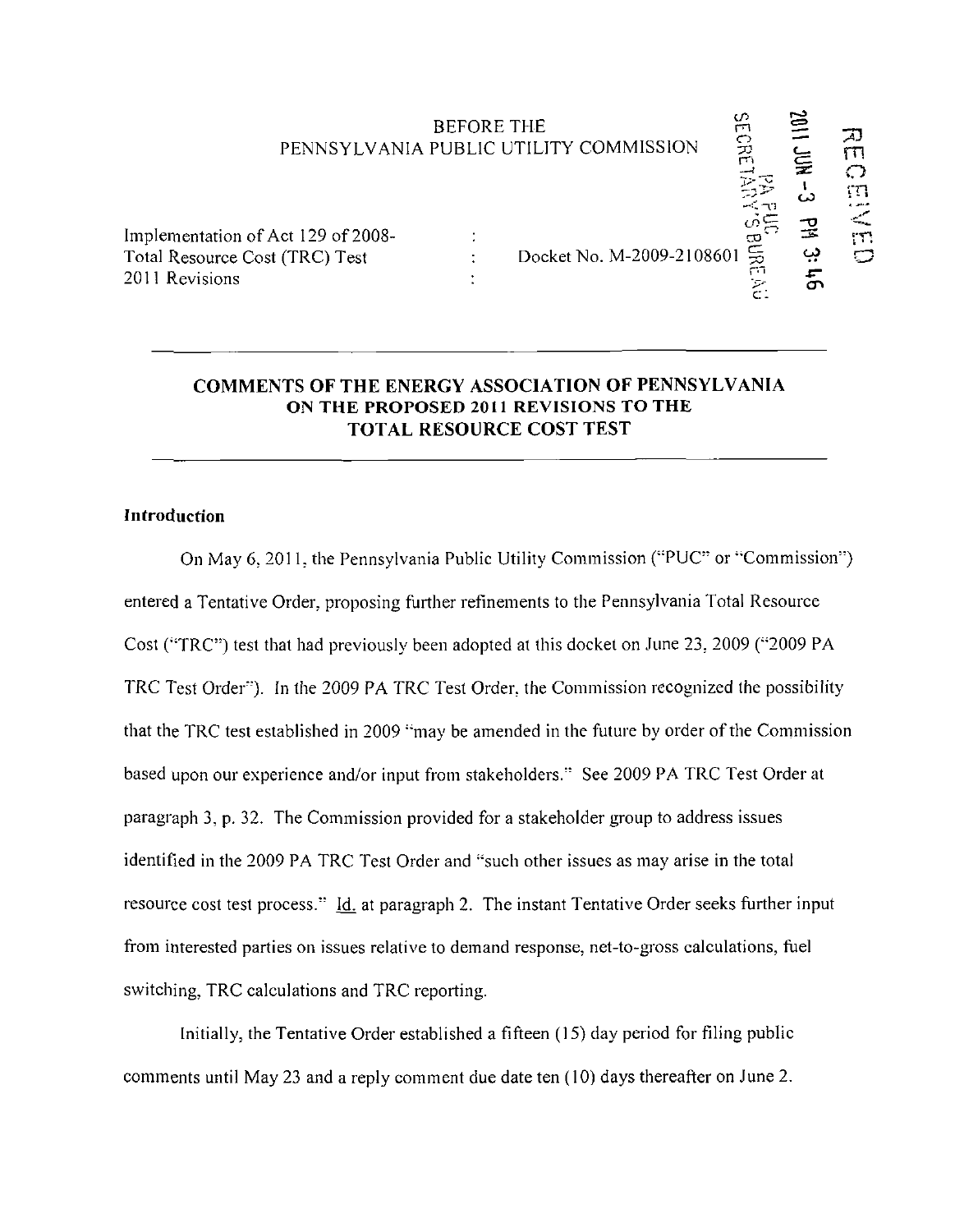BEFORE THE
PENNSYLVANIA PUBLIC UTILITY COMMISSION

Implementation of Act 129 of 2008-
Total Resource Cost (TRC) Test
2011 Revisions

Docket No. M-2009-2108601

2011 JUN -3 PM 3:46

PA PUC
SECRETARY'S BUREAU

RECEIVED

# COMMENTS OF THE ENERGY ASSOCIATION OF PENNSYLVANIA ON THE PROPOSED 2011 REVISIONS TO THE TOTAL RESOURCE COST TEST

## Introduction

On May 6, 2011, the Pennsylvania Public Utility Commission ("PUC" or "Commission") entered a Tentative Order, proposing further refinements to the Pennsylvania Total Resource Cost ("TRC") test that had previously been adopted at this docket on June 23, 2009 ("2009 PA TRC Test Order"). In the 2009 PA TRC Test Order, the Commission recognized the possibility that the TRC test established in 2009 "may be amended in the future by order of the Commission based upon our experience and/or input from stakeholders." See 2009 PA TRC Test Order at paragraph 3, p. 32. The Commission provided for a stakeholder group to address issues identified in the 2009 PA TRC Test Order and "such other issues as may arise in the total resource cost test process." Id. at paragraph 2. The instant Tentative Order seeks further input from interested parties on issues relative to demand response, net-to-gross calculations, fuel switching, TRC calculations and TRC reporting.

Initially, the Tentative Order established a fifteen (15) day period for filing public comments until May 23 and a reply comment due date ten (10) days thereafter on June 2.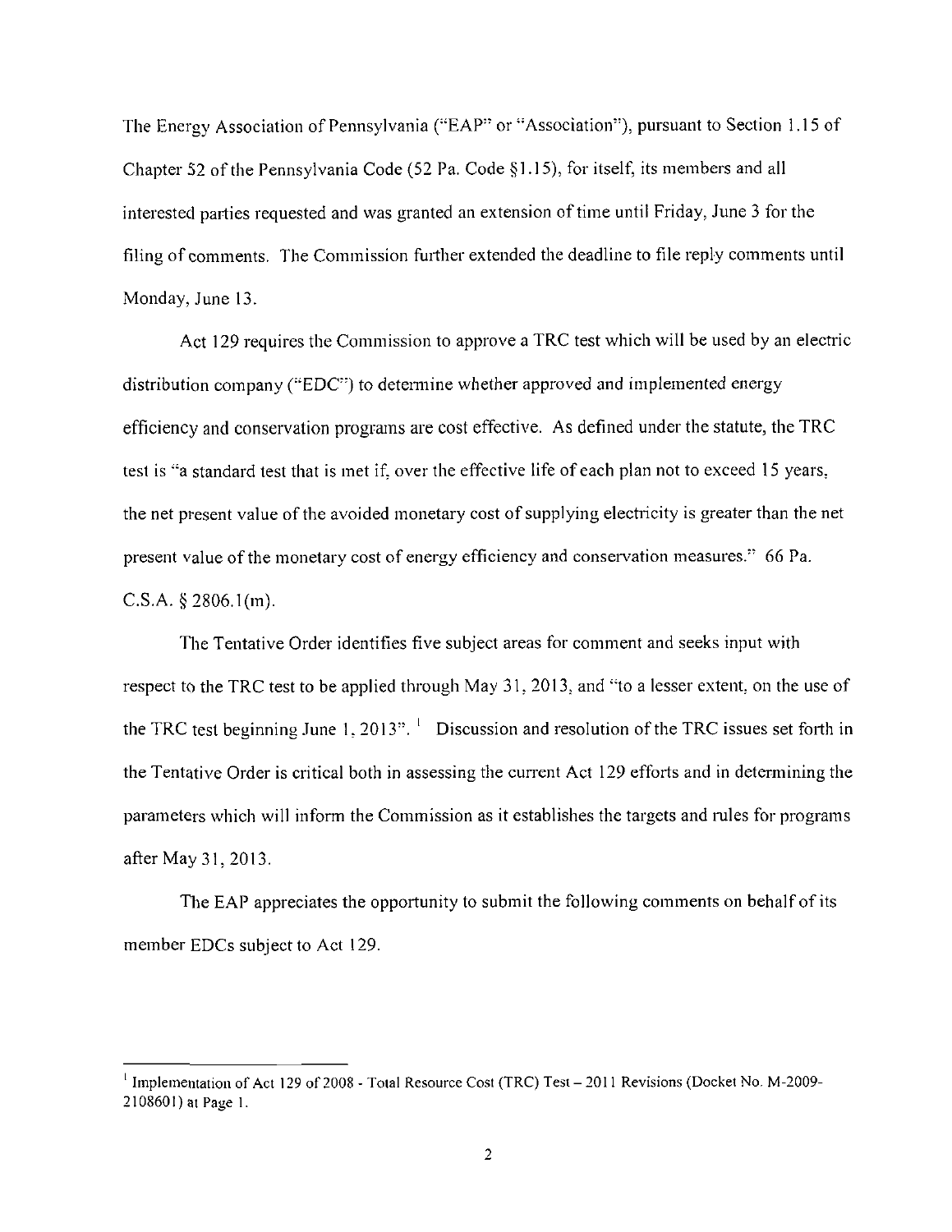The Energy Association of Pennsylvania ("EAP" or "Association"), pursuant to Section 1.15 of Chapter 52 of the Pennsylvania Code (52 Pa. Code §1.15), for itself, its members and all interested parties requested and was granted an extension of time until Friday, June 3 for the filing of comments. The Commission further extended the deadline to file reply comments until Monday, June 13.

Act 129 requires the Commission to approve a TRC test which will be used by an electric distribution company ("EDC") to determine whether approved and implemented energy efficiency and conservation programs are cost effective. As defined under the statute, the TRC test is "a standard test that is met if, over the effective life of each plan not to exceed 15 years, the net present value of the avoided monetary cost of supplying electricity is greater than the net present value of the monetary cost of energy efficiency and conservation measures." 66 Pa. C.S.A. § 2806.1(m).

The Tentative Order identifies five subject areas for comment and seeks input with respect to the TRC test to be applied through May 31, 2013, and "to a lesser extent, on the use of the TRC test beginning June 1, 2013".[1] Discussion and resolution of the TRC issues set forth in the Tentative Order is critical both in assessing the current Act 129 efforts and in determining the parameters which will inform the Commission as it establishes the targets and rules for programs after May 31, 2013.

The EAP appreciates the opportunity to submit the following comments on behalf of its member EDCs subject to Act 129.

---

[1] Implementation of Act 129 of 2008 - Total Resource Cost (TRC) Test – 2011 Revisions (Docket No. M-2009-2108601) at Page 1.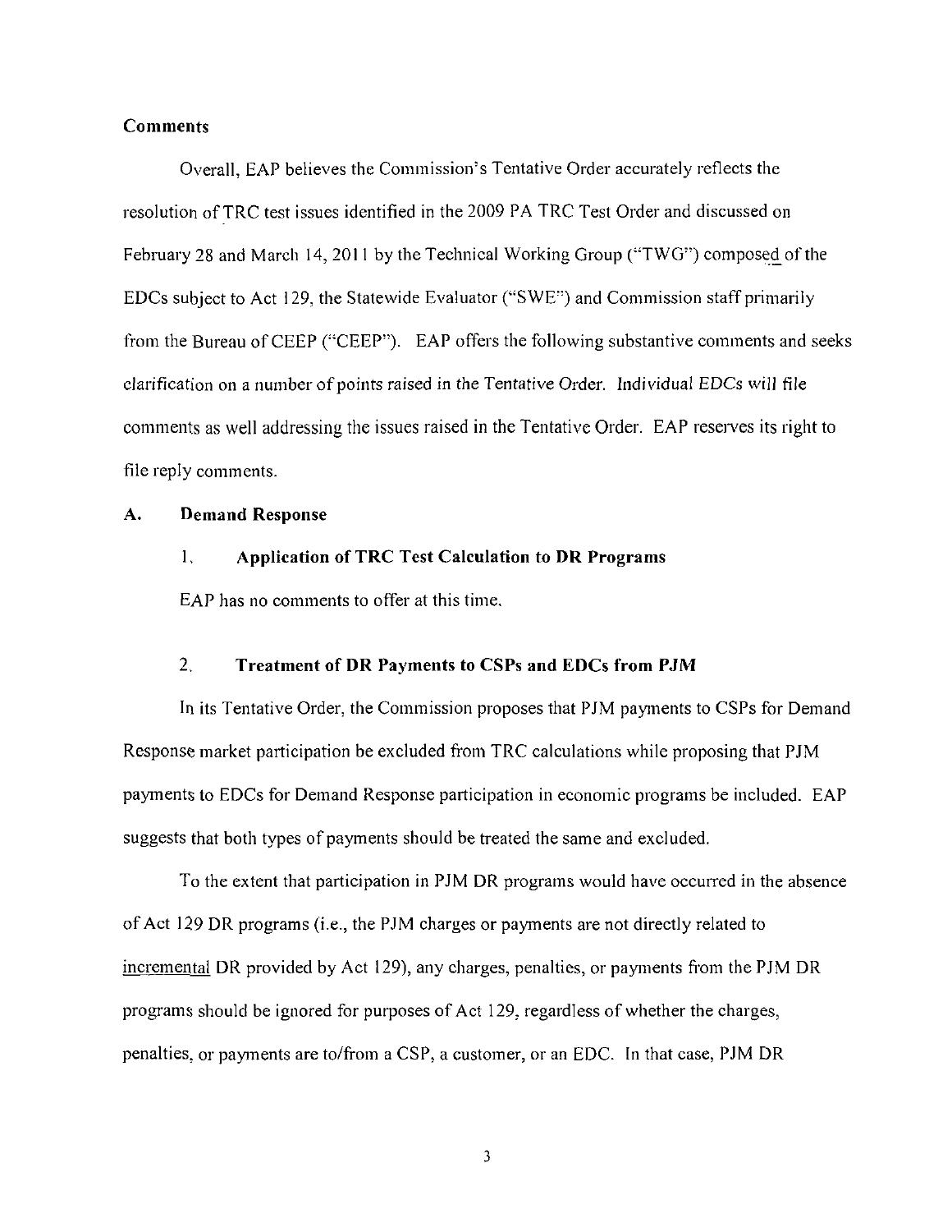**Comments**

Overall, EAP believes the Commission's Tentative Order accurately reflects the resolution of TRC test issues identified in the 2009 PA TRC Test Order and discussed on February 28 and March 14, 2011 by the Technical Working Group ("TWG") composed of the EDCs subject to Act 129, the Statewide Evaluator ("SWE") and Commission staff primarily from the Bureau of CEEP ("CEEP"). EAP offers the following substantive comments and seeks clarification on a number of points raised in the Tentative Order. Individual EDCs will file comments as well addressing the issues raised in the Tentative Order. EAP reserves its right to file reply comments.

**A. Demand Response**

**1. Application of TRC Test Calculation to DR Programs**

EAP has no comments to offer at this time.

**2. Treatment of DR Payments to CSPs and EDCs from PJM**

In its Tentative Order, the Commission proposes that PJM payments to CSPs for Demand Response market participation be excluded from TRC calculations while proposing that PJM payments to EDCs for Demand Response participation in economic programs be included. EAP suggests that both types of payments should be treated the same and excluded.

To the extent that participation in PJM DR programs would have occurred in the absence of Act 129 DR programs (i.e., the PJM charges or payments are not directly related to incremental DR provided by Act 129), any charges, penalties, or payments from the PJM DR programs should be ignored for purposes of Act 129, regardless of whether the charges, penalties, or payments are to/from a CSP, a customer, or an EDC. In that case, PJM DR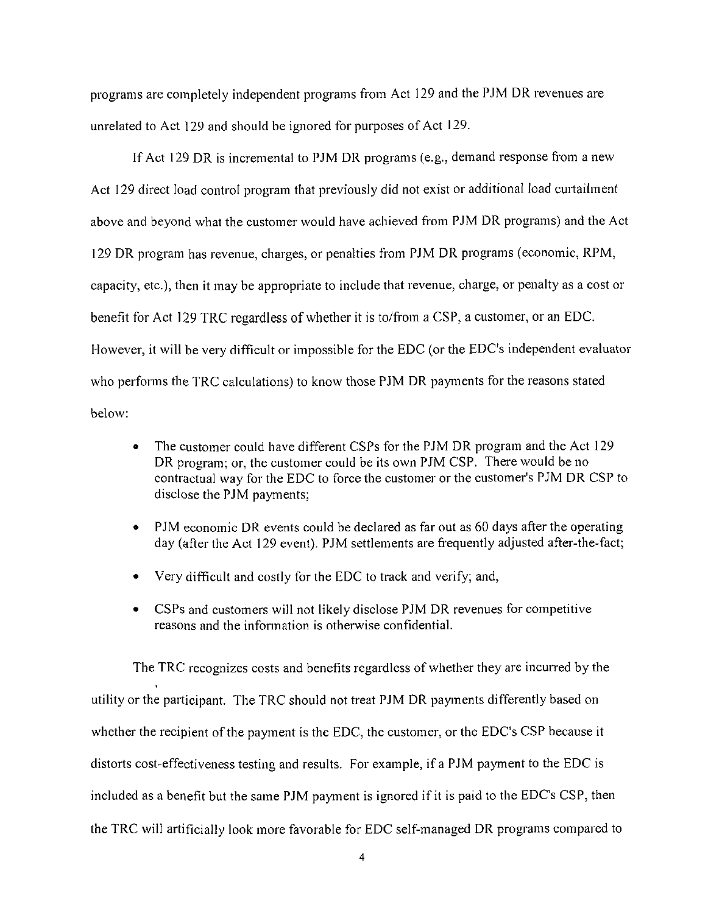programs are completely independent programs from Act 129 and the PJM DR revenues are unrelated to Act 129 and should be ignored for purposes of Act 129.

If Act 129 DR is incremental to PJM DR programs (e.g., demand response from a new Act 129 direct load control program that previously did not exist or additional load curtailment above and beyond what the customer would have achieved from PJM DR programs) and the Act 129 DR program has revenue, charges, or penalties from PJM DR programs (economic, RPM, capacity, etc.), then it may be appropriate to include that revenue, charge, or penalty as a cost or benefit for Act 129 TRC regardless of whether it is to/from a CSP, a customer, or an EDC. However, it will be very difficult or impossible for the EDC (or the EDC's independent evaluator who performs the TRC calculations) to know those PJM DR payments for the reasons stated below:

- The customer could have different CSPs for the PJM DR program and the Act 129 DR program; or, the customer could be its own PJM CSP. There would be no contractual way for the EDC to force the customer or the customer's PJM DR CSP to disclose the PJM payments;
- PJM economic DR events could be declared as far out as 60 days after the operating day (after the Act 129 event). PJM settlements are frequently adjusted after-the-fact;
- Very difficult and costly for the EDC to track and verify; and,
- CSPs and customers will not likely disclose PJM DR revenues for competitive reasons and the information is otherwise confidential.

The TRC recognizes costs and benefits regardless of whether they are incurred by the utility or the participant. The TRC should not treat PJM DR payments differently based on whether the recipient of the payment is the EDC, the customer, or the EDC's CSP because it distorts cost-effectiveness testing and results. For example, if a PJM payment to the EDC is included as a benefit but the same PJM payment is ignored if it is paid to the EDC's CSP, then the TRC will artificially look more favorable for EDC self-managed DR programs compared to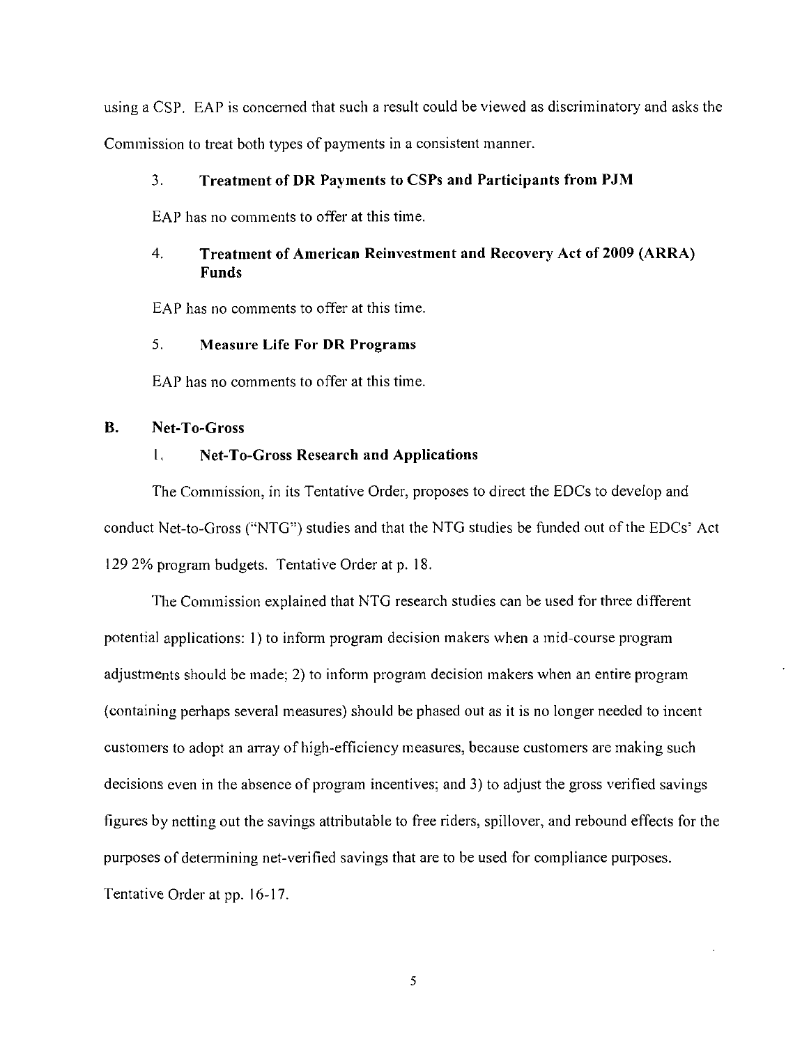using a CSP. EAP is concerned that such a result could be viewed as discriminatory and asks the Commission to treat both types of payments in a consistent manner.

### 3. Treatment of DR Payments to CSPs and Participants from PJM

EAP has no comments to offer at this time.

### 4. Treatment of American Reinvestment and Recovery Act of 2009 (ARRA) Funds

EAP has no comments to offer at this time.

### 5. Measure Life For DR Programs

EAP has no comments to offer at this time.

## B. Net-To-Gross

### 1. Net-To-Gross Research and Applications

The Commission, in its Tentative Order, proposes to direct the EDCs to develop and conduct Net-to-Gross ("NTG") studies and that the NTG studies be funded out of the EDCs' Act 129 2% program budgets. Tentative Order at p. 18.

The Commission explained that NTG research studies can be used for three different potential applications: 1) to inform program decision makers when a mid-course program adjustments should be made; 2) to inform program decision makers when an entire program (containing perhaps several measures) should be phased out as it is no longer needed to incent customers to adopt an array of high-efficiency measures, because customers are making such decisions even in the absence of program incentives; and 3) to adjust the gross verified savings figures by netting out the savings attributable to free riders, spillover, and rebound effects for the purposes of determining net-verified savings that are to be used for compliance purposes. Tentative Order at pp. 16-17.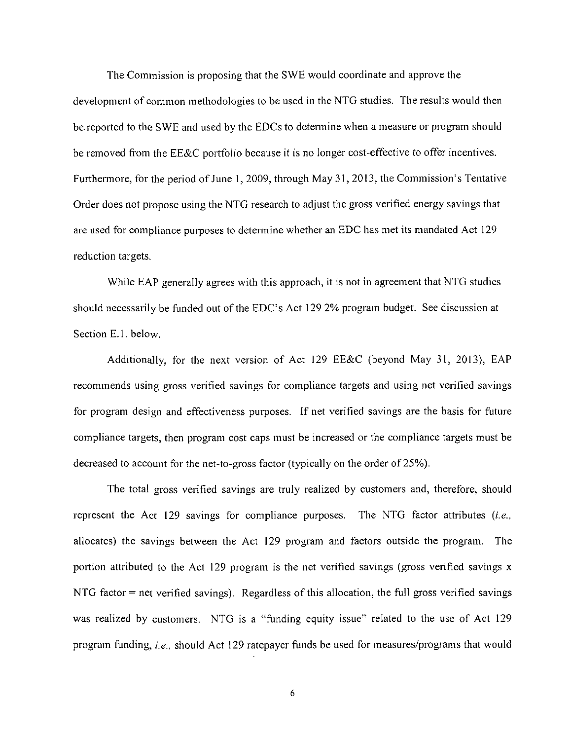The Commission is proposing that the SWE would coordinate and approve the development of common methodologies to be used in the NTG studies. The results would then be reported to the SWE and used by the EDCs to determine when a measure or program should be removed from the EE&C portfolio because it is no longer cost-effective to offer incentives. Furthermore, for the period of June 1, 2009, through May 31, 2013, the Commission's Tentative Order does not propose using the NTG research to adjust the gross verified energy savings that are used for compliance purposes to determine whether an EDC has met its mandated Act 129 reduction targets.

While EAP generally agrees with this approach, it is not in agreement that NTG studies should necessarily be funded out of the EDC's Act 129 2% program budget. See discussion at Section E.1. below.

Additionally, for the next version of Act 129 EE&C (beyond May 31, 2013), EAP recommends using gross verified savings for compliance targets and using net verified savings for program design and effectiveness purposes. If net verified savings are the basis for future compliance targets, then program cost caps must be increased or the compliance targets must be decreased to account for the net-to-gross factor (typically on the order of 25%).

The total gross verified savings are truly realized by customers and, therefore, should represent the Act 129 savings for compliance purposes. The NTG factor attributes (*i.e.*, allocates) the savings between the Act 129 program and factors outside the program. The portion attributed to the Act 129 program is the net verified savings (gross verified savings x NTG factor = net verified savings). Regardless of this allocation, the full gross verified savings was realized by customers. NTG is a "funding equity issue" related to the use of Act 129 program funding, *i.e.*, should Act 129 ratepayer funds be used for measures/programs that would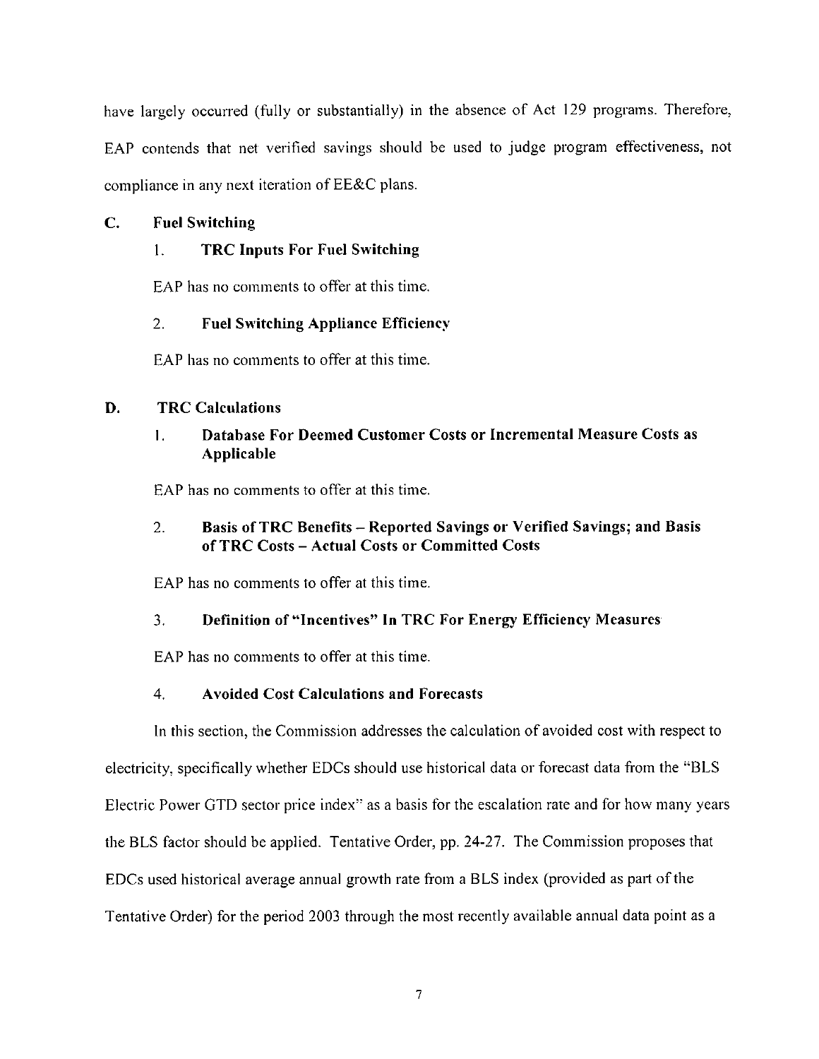have largely occurred (fully or substantially) in the absence of Act 129 programs. Therefore, EAP contends that net verified savings should be used to judge program effectiveness, not compliance in any next iteration of EE&C plans.

### C. Fuel Switching

#### 1. TRC Inputs For Fuel Switching

EAP has no comments to offer at this time.

#### 2. Fuel Switching Appliance Efficiency

EAP has no comments to offer at this time.

### D. TRC Calculations

#### 1. Database For Deemed Customer Costs or Incremental Measure Costs as Applicable

EAP has no comments to offer at this time.

#### 2. Basis of TRC Benefits – Reported Savings or Verified Savings; and Basis of TRC Costs – Actual Costs or Committed Costs

EAP has no comments to offer at this time.

#### 3. Definition of "Incentives" In TRC For Energy Efficiency Measures

EAP has no comments to offer at this time.

#### 4. Avoided Cost Calculations and Forecasts

In this section, the Commission addresses the calculation of avoided cost with respect to electricity, specifically whether EDCs should use historical data or forecast data from the "BLS Electric Power GTD sector price index" as a basis for the escalation rate and for how many years the BLS factor should be applied. Tentative Order, pp. 24-27. The Commission proposes that EDCs used historical average annual growth rate from a BLS index (provided as part of the Tentative Order) for the period 2003 through the most recently available annual data point as a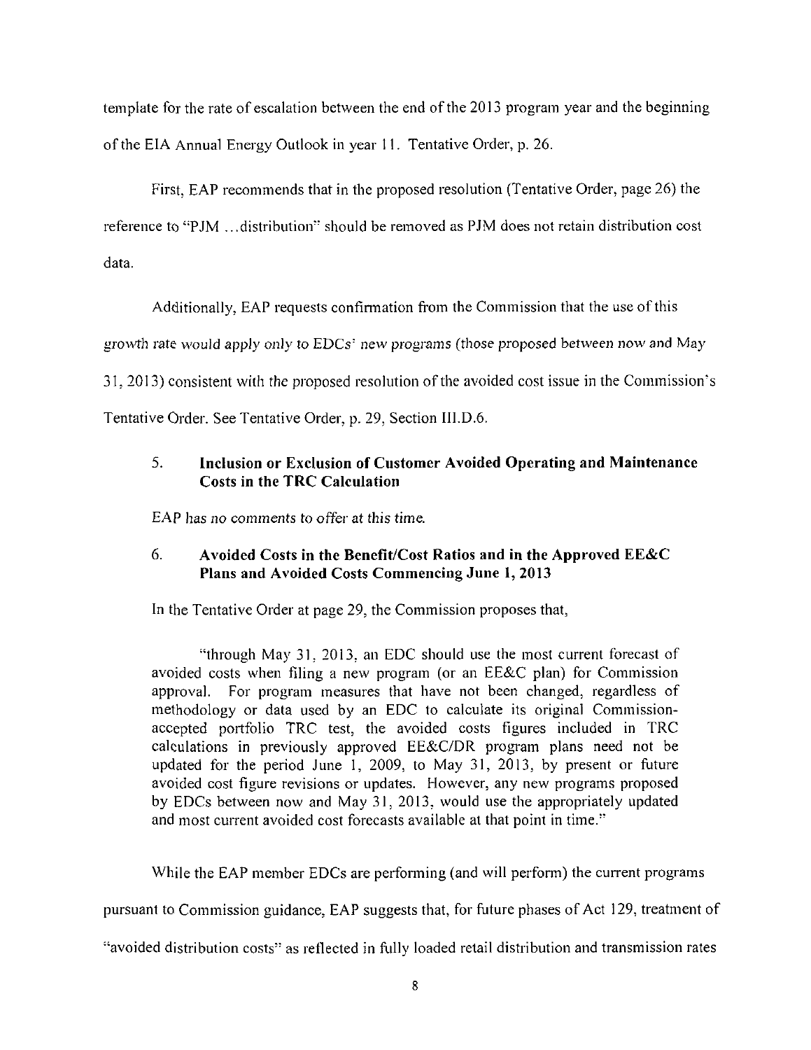template for the rate of escalation between the end of the 2013 program year and the beginning of the EIA Annual Energy Outlook in year 11. Tentative Order, p. 26.

First, EAP recommends that in the proposed resolution (Tentative Order, page 26) the reference to "PJM …distribution" should be removed as PJM does not retain distribution cost data.

Additionally, EAP requests confirmation from the Commission that the use of this growth rate would apply only to EDCs' new programs (those proposed between now and May 31, 2013) consistent with the proposed resolution of the avoided cost issue in the Commission's Tentative Order. See Tentative Order, p. 29, Section III.D.6.

### 5. Inclusion or Exclusion of Customer Avoided Operating and Maintenance Costs in the TRC Calculation

EAP has no comments to offer at this time.

### 6. Avoided Costs in the Benefit/Cost Ratios and in the Approved EE&C Plans and Avoided Costs Commencing June 1, 2013

In the Tentative Order at page 29, the Commission proposes that,

> "through May 31, 2013, an EDC should use the most current forecast of avoided costs when filing a new program (or an EE&C plan) for Commission approval. For program measures that have not been changed, regardless of methodology or data used by an EDC to calculate its original Commission-accepted portfolio TRC test, the avoided costs figures included in TRC calculations in previously approved EE&C/DR program plans need not be updated for the period June 1, 2009, to May 31, 2013, by present or future avoided cost figure revisions or updates. However, any new programs proposed by EDCs between now and May 31, 2013, would use the appropriately updated and most current avoided cost forecasts available at that point in time."

While the EAP member EDCs are performing (and will perform) the current programs pursuant to Commission guidance, EAP suggests that, for future phases of Act 129, treatment of "avoided distribution costs" as reflected in fully loaded retail distribution and transmission rates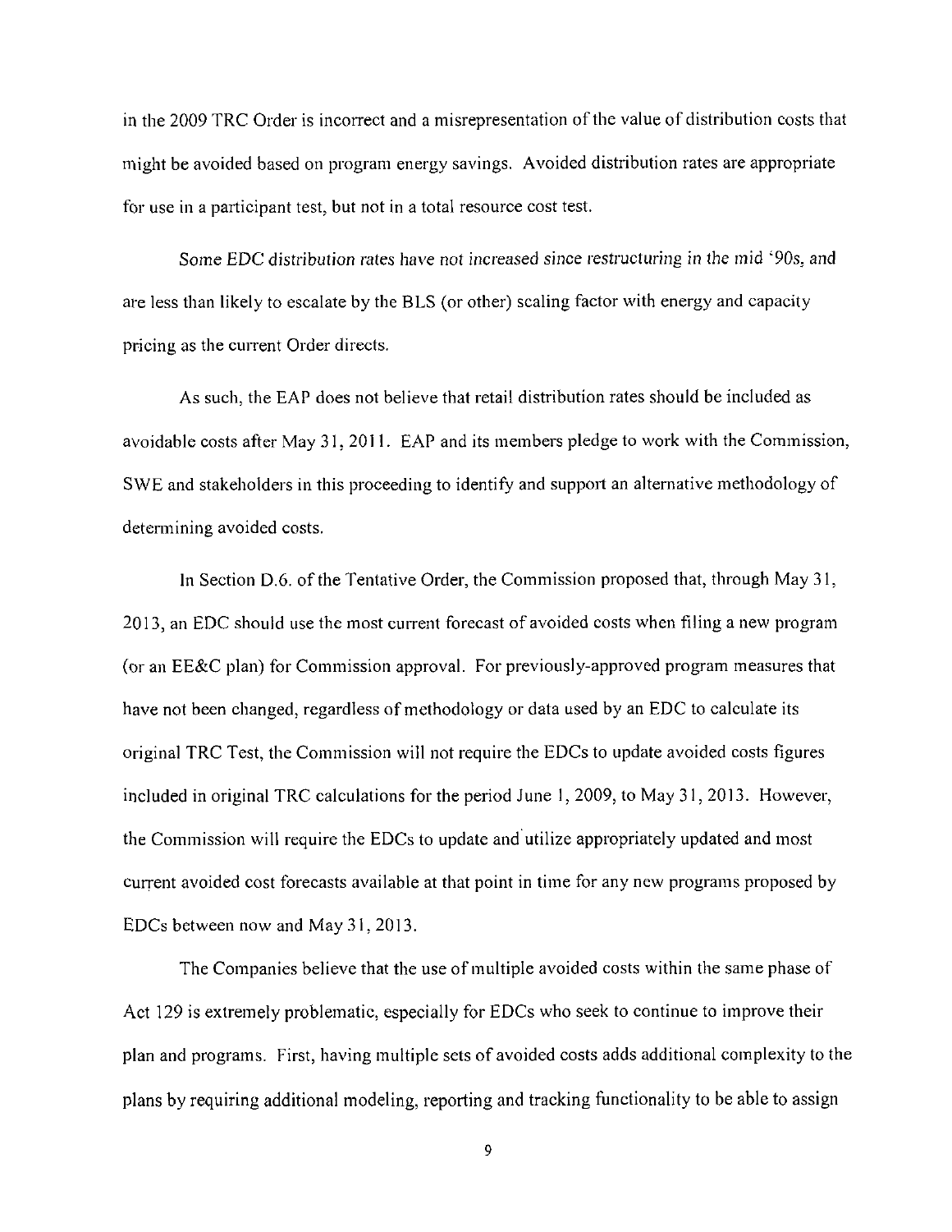in the 2009 TRC Order is incorrect and a misrepresentation of the value of distribution costs that might be avoided based on program energy savings. Avoided distribution rates are appropriate for use in a participant test, but not in a total resource cost test.

Some EDC distribution rates have not increased since restructuring in the mid '90s, and are less than likely to escalate by the BLS (or other) scaling factor with energy and capacity pricing as the current Order directs.

As such, the EAP does not believe that retail distribution rates should be included as avoidable costs after May 31, 2011. EAP and its members pledge to work with the Commission, SWE and stakeholders in this proceeding to identify and support an alternative methodology of determining avoided costs.

In Section D.6. of the Tentative Order, the Commission proposed that, through May 31, 2013, an EDC should use the most current forecast of avoided costs when filing a new program (or an EE&C plan) for Commission approval. For previously-approved program measures that have not been changed, regardless of methodology or data used by an EDC to calculate its original TRC Test, the Commission will not require the EDCs to update avoided costs figures included in original TRC calculations for the period June 1, 2009, to May 31, 2013. However, the Commission will require the EDCs to update and utilize appropriately updated and most current avoided cost forecasts available at that point in time for any new programs proposed by EDCs between now and May 31, 2013.

The Companies believe that the use of multiple avoided costs within the same phase of Act 129 is extremely problematic, especially for EDCs who seek to continue to improve their plan and programs. First, having multiple sets of avoided costs adds additional complexity to the plans by requiring additional modeling, reporting and tracking functionality to be able to assign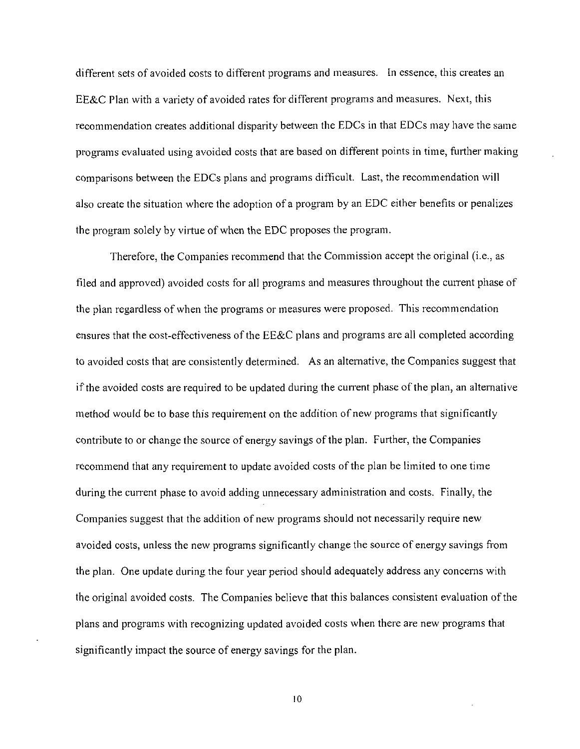different sets of avoided costs to different programs and measures. In essence, this creates an EE&C Plan with a variety of avoided rates for different programs and measures. Next, this recommendation creates additional disparity between the EDCs in that EDCs may have the same programs evaluated using avoided costs that are based on different points in time, further making comparisons between the EDCs plans and programs difficult. Last, the recommendation will also create the situation where the adoption of a program by an EDC either benefits or penalizes the program solely by virtue of when the EDC proposes the program.

Therefore, the Companies recommend that the Commission accept the original (i.e., as filed and approved) avoided costs for all programs and measures throughout the current phase of the plan regardless of when the programs or measures were proposed. This recommendation ensures that the cost-effectiveness of the EE&C plans and programs are all completed according to avoided costs that are consistently determined. As an alternative, the Companies suggest that if the avoided costs are required to be updated during the current phase of the plan, an alternative method would be to base this requirement on the addition of new programs that significantly contribute to or change the source of energy savings of the plan. Further, the Companies recommend that any requirement to update avoided costs of the plan be limited to one time during the current phase to avoid adding unnecessary administration and costs. Finally, the Companies suggest that the addition of new programs should not necessarily require new avoided costs, unless the new programs significantly change the source of energy savings from the plan. One update during the four year period should adequately address any concerns with the original avoided costs. The Companies believe that this balances consistent evaluation of the plans and programs with recognizing updated avoided costs when there are new programs that significantly impact the source of energy savings for the plan.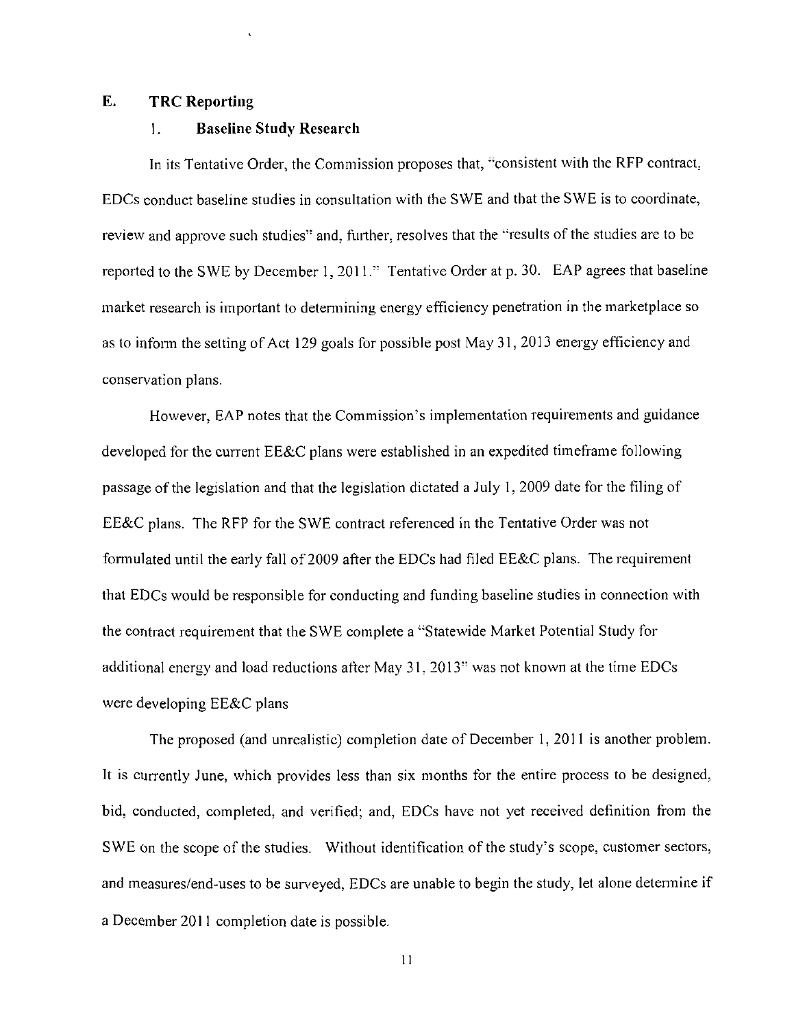## E. TRC Reporting

### 1. Baseline Study Research

In its Tentative Order, the Commission proposes that, "consistent with the RFP contract, EDCs conduct baseline studies in consultation with the SWE and that the SWE is to coordinate, review and approve such studies" and, further, resolves that the "results of the studies are to be reported to the SWE by December 1, 2011." Tentative Order at p. 30. EAP agrees that baseline market research is important to determining energy efficiency penetration in the marketplace so as to inform the setting of Act 129 goals for possible post May 31, 2013 energy efficiency and conservation plans.

However, EAP notes that the Commission's implementation requirements and guidance developed for the current EE&C plans were established in an expedited timeframe following passage of the legislation and that the legislation dictated a July 1, 2009 date for the filing of EE&C plans. The RFP for the SWE contract referenced in the Tentative Order was not formulated until the early fall of 2009 after the EDCs had filed EE&C plans. The requirement that EDCs would be responsible for conducting and funding baseline studies in connection with the contract requirement that the SWE complete a "Statewide Market Potential Study for additional energy and load reductions after May 31, 2013" was not known at the time EDCs were developing EE&C plans

The proposed (and unrealistic) completion date of December 1, 2011 is another problem. It is currently June, which provides less than six months for the entire process to be designed, bid, conducted, completed, and verified; and, EDCs have not yet received definition from the SWE on the scope of the studies. Without identification of the study's scope, customer sectors, and measures/end-uses to be surveyed, EDCs are unable to begin the study, let alone determine if a December 2011 completion date is possible.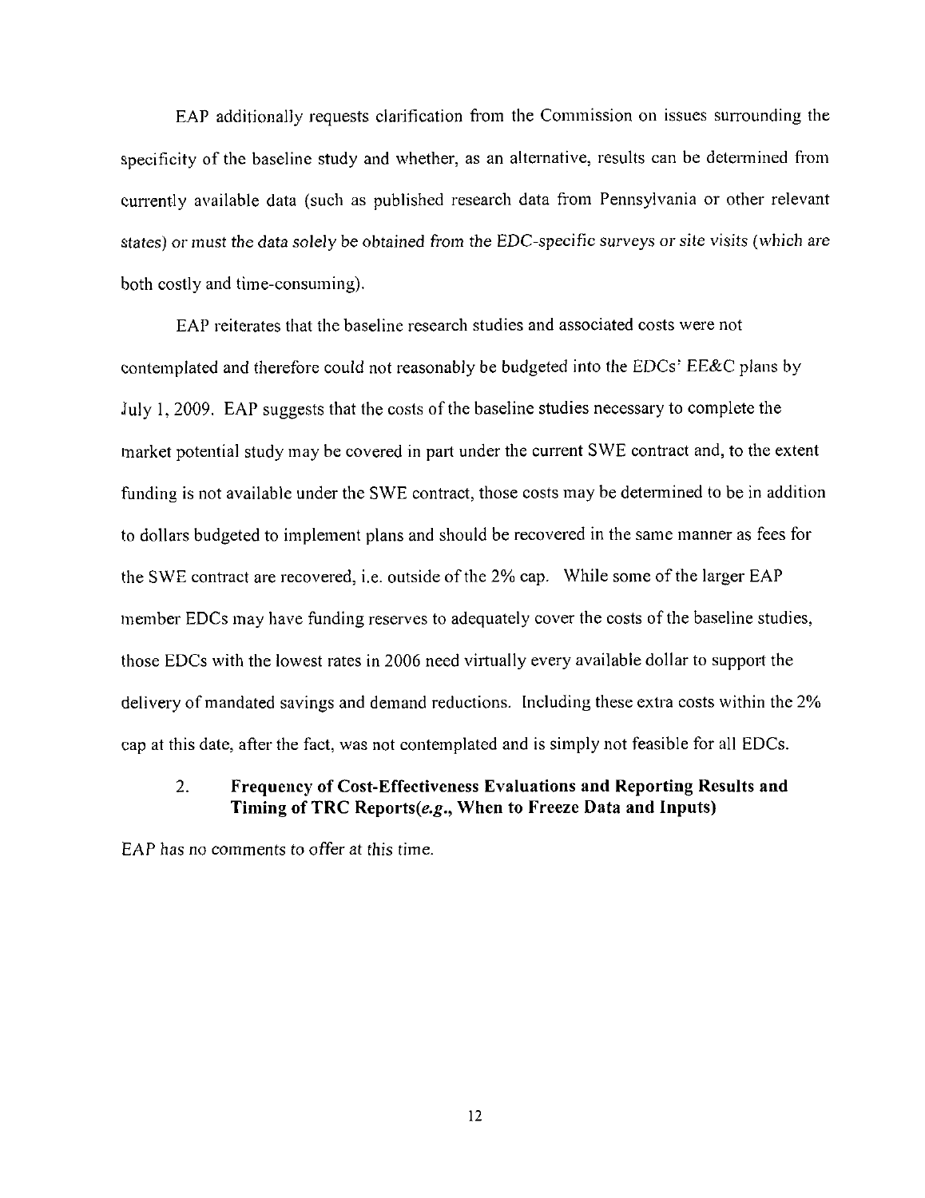EAP additionally requests clarification from the Commission on issues surrounding the specificity of the baseline study and whether, as an alternative, results can be determined from currently available data (such as published research data from Pennsylvania or other relevant states) or must the data solely be obtained from the EDC-specific surveys or site visits (which are both costly and time-consuming).

EAP reiterates that the baseline research studies and associated costs were not contemplated and therefore could not reasonably be budgeted into the EDCs' EE&C plans by July 1, 2009. EAP suggests that the costs of the baseline studies necessary to complete the market potential study may be covered in part under the current SWE contract and, to the extent funding is not available under the SWE contract, those costs may be determined to be in addition to dollars budgeted to implement plans and should be recovered in the same manner as fees for the SWE contract are recovered, i.e. outside of the 2% cap. While some of the larger EAP member EDCs may have funding reserves to adequately cover the costs of the baseline studies, those EDCs with the lowest rates in 2006 need virtually every available dollar to support the delivery of mandated savings and demand reductions. Including these extra costs within the 2% cap at this date, after the fact, was not contemplated and is simply not feasible for all EDCs.

### 2. Frequency of Cost-Effectiveness Evaluations and Reporting Results and Timing of TRC Reports(*e.g.*, When to Freeze Data and Inputs)

EAP has no comments to offer at this time.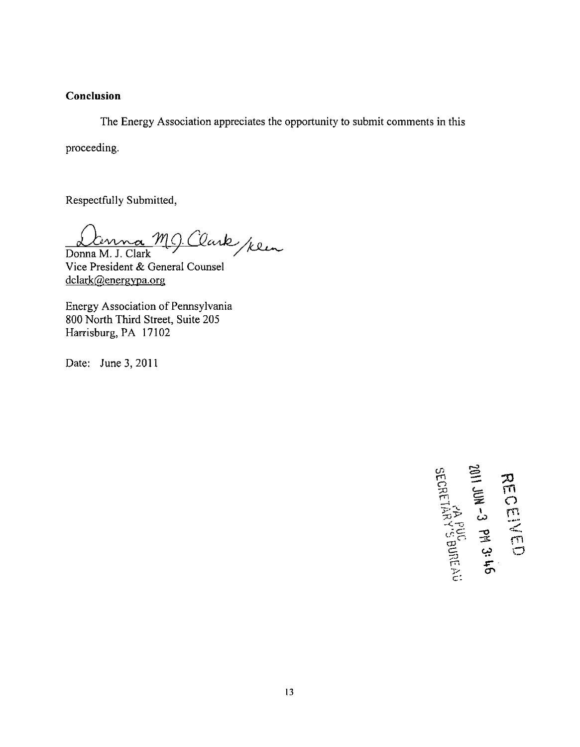**Conclusion**

The Energy Association appreciates the opportunity to submit comments in this proceeding.

Respectfully Submitted,

Donna M. J. Clark
Vice President & General Counsel
dclark@energypa.org

Energy Association of Pennsylvania
800 North Third Street, Suite 205
Harrisburg, PA 17102

Date: June 3, 2011

RECEIVED
2011 JUN -3 PM 3:46
PA PUC
SECRETARY'S BUREAU